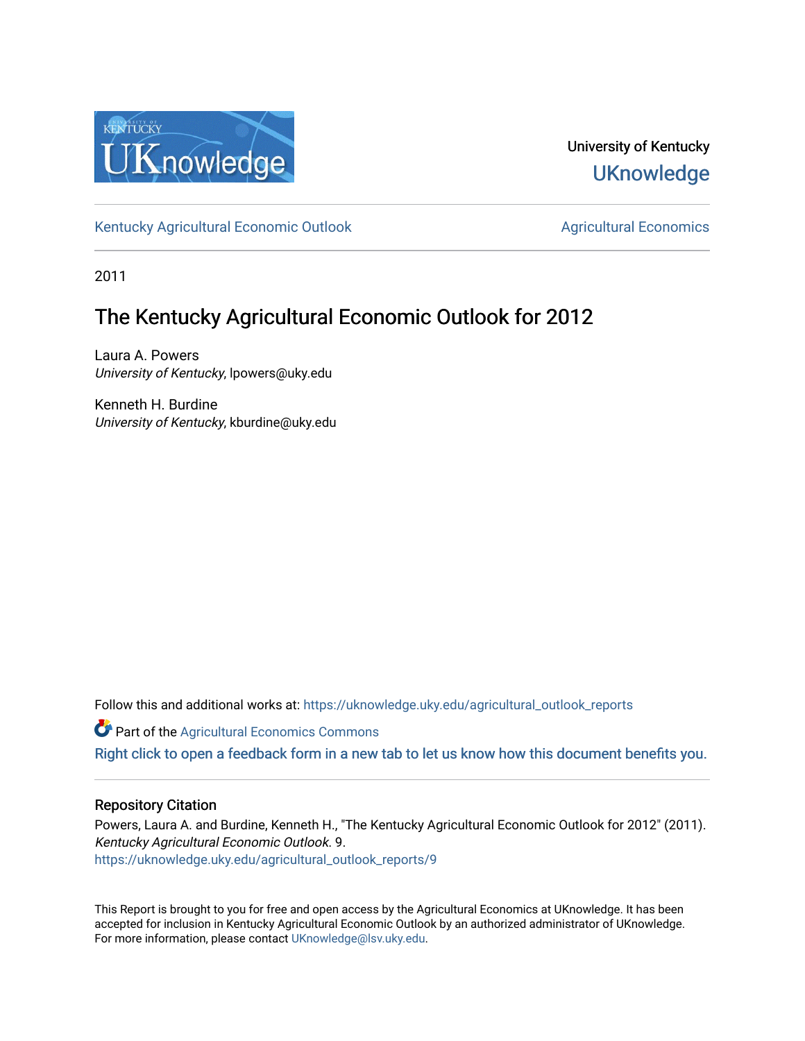University of Kentucky

UKnowledge

Kentucky Agricultural Economic Outlook | Agricultural Economics

2011

# The Kentucky Agricultural Economic Outlook for 2012

Laura A. Powers
*University of Kentucky*, lpowers@uky.edu

Kenneth H. Burdine
*University of Kentucky*, kburdine@uky.edu

Follow this and additional works at: https://uknowledge.uky.edu/agricultural_outlook_reports

Part of the Agricultural Economics Commons

Right click to open a feedback form in a new tab to let us know how this document benefits you.

## Repository Citation

Powers, Laura A. and Burdine, Kenneth H., "The Kentucky Agricultural Economic Outlook for 2012" (2011). *Kentucky Agricultural Economic Outlook*. 9.
https://uknowledge.uky.edu/agricultural_outlook_reports/9

This Report is brought to you for free and open access by the Agricultural Economics at UKnowledge. It has been accepted for inclusion in Kentucky Agricultural Economic Outlook by an authorized administrator of UKnowledge. For more information, please contact UKnowledge@lsv.uky.edu.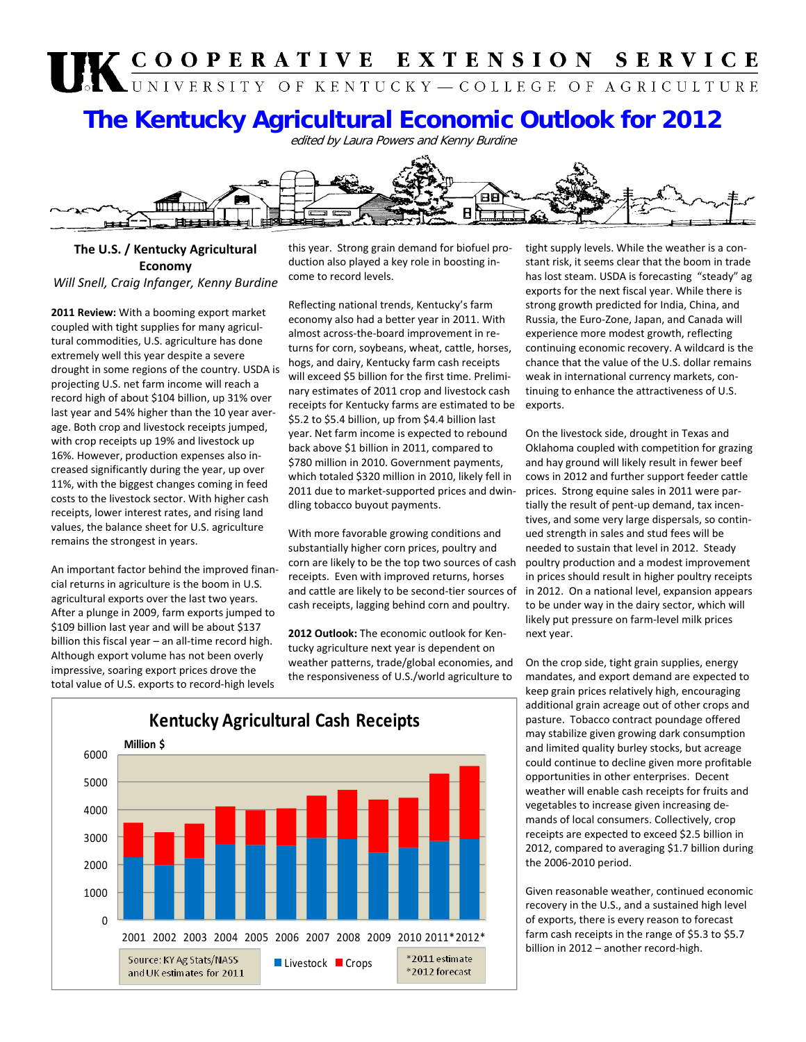# The Kentucky Agricultural Economic Outlook for 2012

*edited by Laura Powers and Kenny Burdine*

## The U.S. / Kentucky Agricultural Economy

*Will Snell, Craig Infanger, Kenny Burdine*

**2011 Review:** With a booming export market coupled with tight supplies for many agricultural commodities, U.S. agriculture has done extremely well this year despite a severe drought in some regions of the country. USDA is projecting U.S. net farm income will reach a record high of about $104 billion, up 31% over last year and 54% higher than the 10 year average. Both crop and livestock receipts jumped, with crop receipts up 19% and livestock up 16%. However, production expenses also increased significantly during the year, up over 11%, with the biggest changes coming in feed costs to the livestock sector. With higher cash receipts, lower interest rates, and rising land values, the balance sheet for U.S. agriculture remains the strongest in years.

An important factor behind the improved financial returns in agriculture is the boom in U.S. agricultural exports over the last two years. After a plunge in 2009, farm exports jumped to $109 billion last year and will be about $137 billion this fiscal year – an all-time record high. Although export volume has not been overly impressive, soaring export prices drove the total value of U.S. exports to record-high levels this year. Strong grain demand for biofuel production also played a key role in boosting income to record levels.

Reflecting national trends, Kentucky's farm economy also had a better year in 2011. With almost across-the-board improvement in returns for corn, soybeans, wheat, cattle, horses, hogs, and dairy, Kentucky farm cash receipts will exceed $5 billion for the first time. Preliminary estimates of 2011 crop and livestock cash receipts for Kentucky farms are estimated to be $5.2 to $5.4 billion, up from $4.4 billion last year. Net farm income is expected to rebound back above $1 billion in 2011, compared to $780 million in 2010. Government payments, which totaled $320 million in 2010, likely fell in 2011 due to market-supported prices and dwindling tobacco buyout payments.

With more favorable growing conditions and substantially higher corn prices, poultry and corn are likely to be the top two sources of cash receipts. Even with improved returns, horses and cattle are likely to be second-tier sources of cash receipts, lagging behind corn and poultry.

**2012 Outlook:** The economic outlook for Kentucky agriculture next year is dependent on weather patterns, trade/global economies, and the responsiveness of U.S./world agriculture to tight supply levels. While the weather is a constant risk, it seems clear that the boom in trade has lost steam. USDA is forecasting "steady" ag exports for the next fiscal year. While there is strong growth predicted for India, China, and Russia, the Euro-Zone, Japan, and Canada will experience more modest growth, reflecting continuing economic recovery. A wildcard is the chance that the value of the U.S. dollar remains weak in international currency markets, continuing to enhance the attractiveness of U.S. exports.

On the livestock side, drought in Texas and Oklahoma coupled with competition for grazing and hay ground will likely result in fewer beef cows in 2012 and further support feeder cattle prices. Strong equine sales in 2011 were partially the result of pent-up demand, tax incentives, and some very large dispersals, so continued strength in sales and stud fees will be needed to sustain that level in 2012. Steady poultry production and a modest improvement in prices should result in higher poultry receipts in 2012. On a national level, expansion appears to be under way in the dairy sector, which will likely put pressure on farm-level milk prices next year.

On the crop side, tight grain supplies, energy mandates, and export demand are expected to keep grain prices relatively high, encouraging additional grain acreage out of other crops and pasture. Tobacco contract poundage offered may stabilize given growing dark consumption and limited quality burley stocks, but acreage could continue to decline given more profitable opportunities in other enterprises. Decent weather will enable cash receipts for fruits and vegetables to increase given increasing demands of local consumers. Collectively, crop receipts are expected to exceed $2.5 billion in 2012, compared to averaging $1.7 billion during the 2006-2010 period.

Given reasonable weather, continued economic recovery in the U.S., and a sustained high level of exports, there is every reason to forecast farm cash receipts in the range of $5.3 to $5.7 billion in 2012 – another record-high.

**Kentucky Agricultural Cash Receipts**

Million $ (stacked bars: Livestock, Crops), 2001–2012*

Source: KY Ag Stats/NASS and UK estimates for 2011

*2011 estimate
*2012 forecast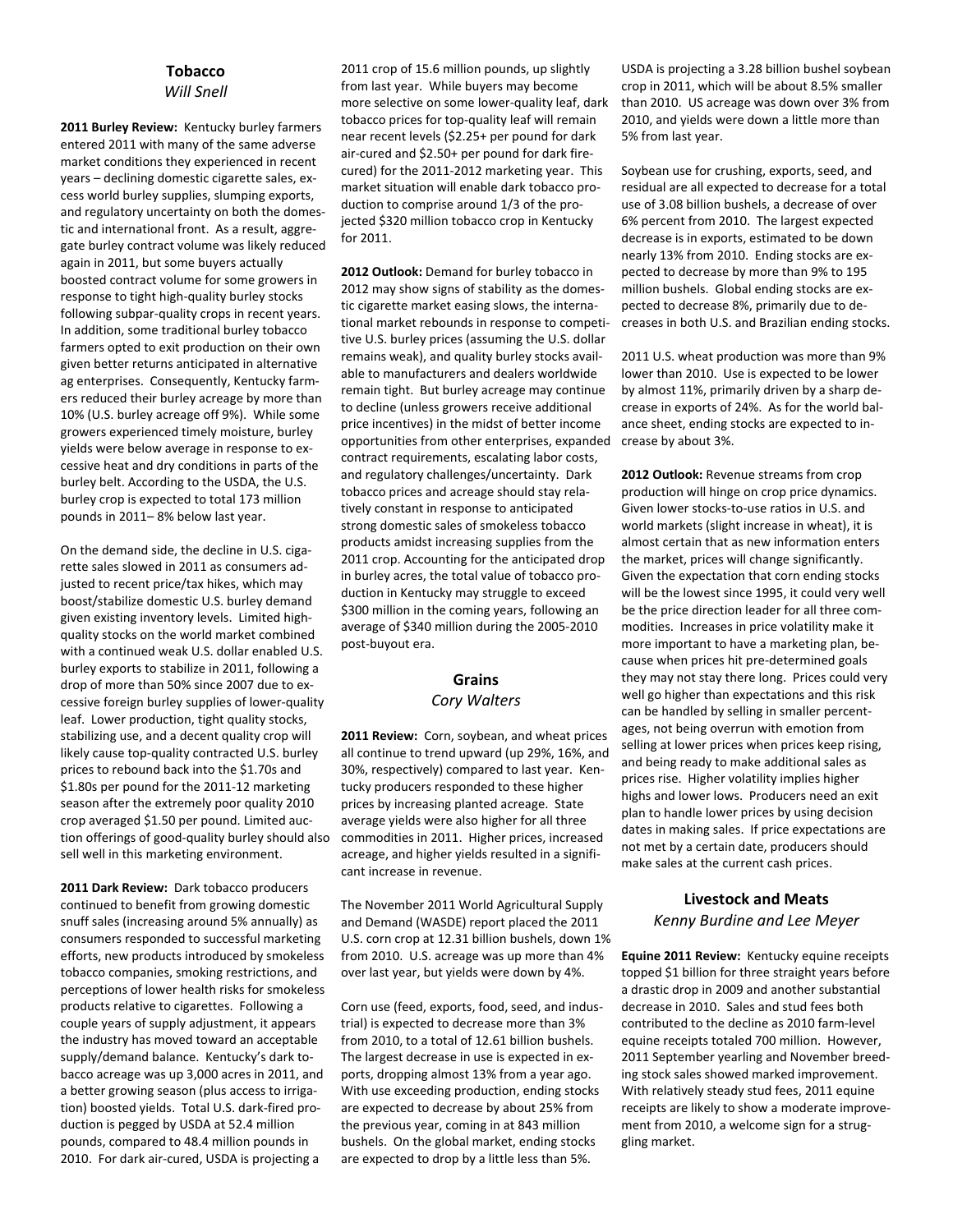## Tobacco

*Will Snell*

**2011 Burley Review:** Kentucky burley farmers entered 2011 with many of the same adverse market conditions they experienced in recent years – declining domestic cigarette sales, excess world burley supplies, slumping exports, and regulatory uncertainty on both the domestic and international front. As a result, aggregate burley contract volume was likely reduced again in 2011, but some buyers actually boosted contract volume for some growers in response to tight high-quality burley stocks following subpar-quality crops in recent years. In addition, some traditional burley tobacco farmers opted to exit production on their own given better returns anticipated in alternative ag enterprises. Consequently, Kentucky farmers reduced their burley acreage by more than 10% (U.S. burley acreage off 9%). While some growers experienced timely moisture, burley yields were below average in response to excessive heat and dry conditions in parts of the burley belt. According to the USDA, the U.S. burley crop is expected to total 173 million pounds in 2011– 8% below last year.

On the demand side, the decline in U.S. cigarette sales slowed in 2011 as consumers adjusted to recent price/tax hikes, which may boost/stabilize domestic U.S. burley demand given existing inventory levels. Limited high-quality stocks on the world market combined with a continued weak U.S. dollar enabled U.S. burley exports to stabilize in 2011, following a drop of more than 50% since 2007 due to excessive foreign burley supplies of lower-quality leaf. Lower production, tight quality stocks, stabilizing use, and a decent quality crop will likely cause top-quality contracted U.S. burley prices to rebound back into the \$1.70s and \$1.80s per pound for the 2011-12 marketing season after the extremely poor quality 2010 crop averaged \$1.50 per pound. Limited auction offerings of good-quality burley should also sell well in this marketing environment.

**2011 Dark Review:** Dark tobacco producers continued to benefit from growing domestic snuff sales (increasing around 5% annually) as consumers responded to successful marketing efforts, new products introduced by smokeless tobacco companies, smoking restrictions, and perceptions of lower health risks for smokeless products relative to cigarettes. Following a couple years of supply adjustment, it appears the industry has moved toward an acceptable supply/demand balance. Kentucky's dark tobacco acreage was up 3,000 acres in 2011, and a better growing season (plus access to irrigation) boosted yields. Total U.S. dark-fired production is pegged by USDA at 52.4 million pounds, compared to 48.4 million pounds in 2010. For dark air-cured, USDA is projecting a 2011 crop of 15.6 million pounds, up slightly from last year. While buyers may become more selective on some lower-quality leaf, dark tobacco prices for top-quality leaf will remain near recent levels (\$2.25+ per pound for dark air-cured and \$2.50+ per pound for dark fire-cured) for the 2011-2012 marketing year. This market situation will enable dark tobacco production to comprise around 1/3 of the projected \$320 million tobacco crop in Kentucky for 2011.

**2012 Outlook:** Demand for burley tobacco in 2012 may show signs of stability as the domestic cigarette market easing slows, the international market rebounds in response to competitive U.S. burley prices (assuming the U.S. dollar remains weak), and quality burley stocks available to manufacturers and dealers worldwide remain tight. But burley acreage may continue to decline (unless growers receive additional price incentives) in the midst of better income opportunities from other enterprises, expanded contract requirements, escalating labor costs, and regulatory challenges/uncertainty. Dark tobacco prices and acreage should stay relatively constant in response to anticipated strong domestic sales of smokeless tobacco products amidst increasing supplies from the 2011 crop. Accounting for the anticipated drop in burley acres, the total value of tobacco production in Kentucky may struggle to exceed \$300 million in the coming years, following an average of \$340 million during the 2005-2010 post-buyout era.

## Grains

*Cory Walters*

**2011 Review:** Corn, soybean, and wheat prices all continue to trend upward (up 29%, 16%, and 30%, respectively) compared to last year. Kentucky producers responded to these higher prices by increasing planted acreage. State average yields were also higher for all three commodities in 2011. Higher prices, increased acreage, and higher yields resulted in a significant increase in revenue.

The November 2011 World Agricultural Supply and Demand (WASDE) report placed the 2011 U.S. corn crop at 12.31 billion bushels, down 1% from 2010. U.S. acreage was up more than 4% over last year, but yields were down by 4%.

Corn use (feed, exports, food, seed, and industrial) is expected to decrease more than 3% from 2010, to a total of 12.61 billion bushels. The largest decrease in use is expected in exports, dropping almost 13% from a year ago. With use exceeding production, ending stocks are expected to decrease by about 25% from the previous year, coming in at 843 million bushels. On the global market, ending stocks are expected to drop by a little less than 5%.

USDA is projecting a 3.28 billion bushel soybean crop in 2011, which will be about 8.5% smaller than 2010. US acreage was down over 3% from 2010, and yields were down a little more than 5% from last year.

Soybean use for crushing, exports, seed, and residual are all expected to decrease for a total use of 3.08 billion bushels, a decrease of over 6% percent from 2010. The largest expected decrease is in exports, estimated to be down nearly 13% from 2010. Ending stocks are expected to decrease by more than 9% to 195 million bushels. Global ending stocks are expected to decrease 8%, primarily due to decreases in both U.S. and Brazilian ending stocks.

2011 U.S. wheat production was more than 9% lower than 2010. Use is expected to be lower by almost 11%, primarily driven by a sharp decrease in exports of 24%. As for the world balance sheet, ending stocks are expected to increase by about 3%.

**2012 Outlook:** Revenue streams from crop production will hinge on crop price dynamics. Given lower stocks-to-use ratios in U.S. and world markets (slight increase in wheat), it is almost certain that as new information enters the market, prices will change significantly. Given the expectation that corn ending stocks will be the lowest since 1995, it could very well be the price direction leader for all three commodities. Increases in price volatility make it more important to have a marketing plan, because when prices hit pre-determined goals they may not stay there long. Prices could very well go higher than expectations and this risk can be handled by selling in smaller percentages, not being overrun with emotion from selling at lower prices when prices keep rising, and being ready to make additional sales as prices rise. Higher volatility implies higher highs and lower lows. Producers need an exit plan to handle lower prices by using decision dates in making sales. If price expectations are not met by a certain date, producers should make sales at the current cash prices.

## Livestock and Meats

*Kenny Burdine and Lee Meyer*

**Equine 2011 Review:** Kentucky equine receipts topped \$1 billion for three straight years before a drastic drop in 2009 and another substantial decrease in 2010. Sales and stud fees both contributed to the decline as 2010 farm-level receipts totaled 700 million. However, 2011 September yearling and November breeding stock sales showed marked improvement. With relatively steady stud fees, 2011 equine receipts are likely to show a moderate improvement from 2010, a welcome sign for a struggling market.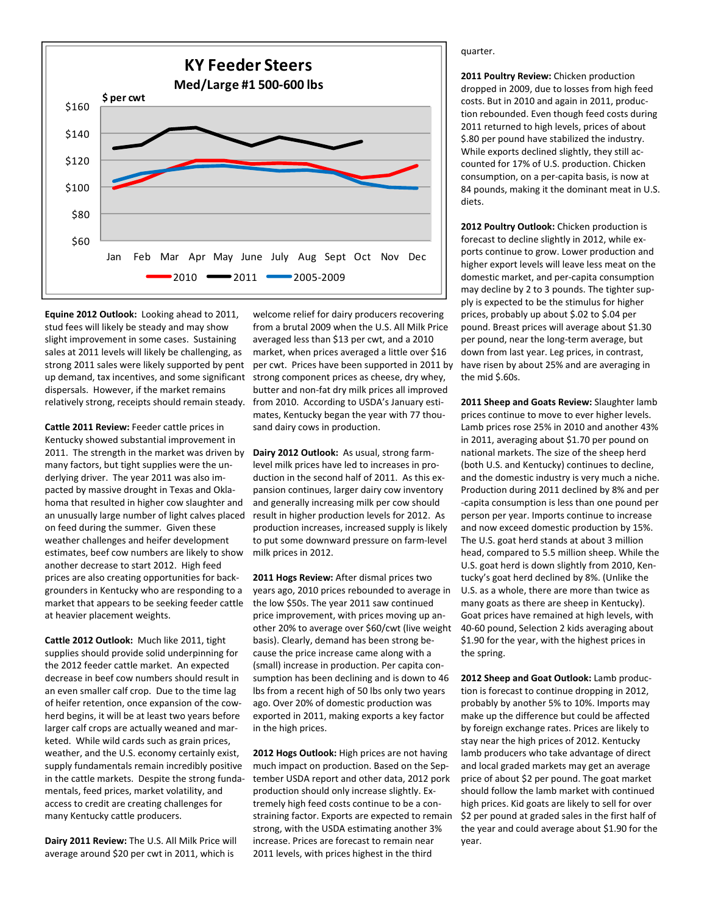**KY Feeder Steers**
**Med/Large #1 500-600 lbs**

$ per cwt

**Equine 2012 Outlook:** Looking ahead to 2011, stud fees will likely be steady and may show slight improvement in some cases. Sustaining sales at 2011 levels will likely be challenging, as strong 2011 sales were likely supported by pent up demand, tax incentives, and some significant dispersals. However, if the market remains relatively strong, receipts should remain steady.

**Cattle 2011 Review:** Feeder cattle prices in Kentucky showed substantial improvement in 2011. The strength in the market was driven by many factors, but tight supplies were the underlying driver. The year 2011 was also impacted by massive drought in Texas and Oklahoma that resulted in higher cow slaughter and an unusually large number of light calves placed on feed during the summer. Given these weather challenges and heifer development estimates, beef cow numbers are likely to show another decrease to start 2012. High feed prices are also creating opportunities for backgrounders in Kentucky who are responding to a market that appears to be seeking feeder cattle at heavier placement weights.

**Cattle 2012 Outlook:** Much like 2011, tight supplies should provide solid underpinning for the 2012 feeder cattle market. An expected decrease in beef cow numbers should result in an even smaller calf crop. Due to the time lag of heifer retention, once expansion of the cow-herd begins, it will be at least two years before larger calf crops are actually weaned and marketed. While wild cards such as grain prices, weather, and the U.S. economy certainly exist, supply fundamentals remain incredibly positive in the cattle markets. Despite the strong fundamentals, feed prices, market volatility, and access to credit are creating challenges for many Kentucky cattle producers.

**Dairy 2011 Review:** The U.S. All Milk Price will average around $20 per cwt in 2011, which is welcome relief for dairy producers recovering from a brutal 2009 when the U.S. All Milk Price averaged less than $13 per cwt, and a 2010 market, when prices averaged a little over $16 per cwt. Prices have been supported in 2011 by strong component prices as cheese, dry whey, butter and non-fat dry milk prices all improved from 2010. According to USDA's January estimates, Kentucky began the year with 77 thousand dairy cows in production.

**Dairy 2012 Outlook:** As usual, strong farm-level milk prices have led to increases in production in the second half of 2011. As this expansion continues, larger dairy cow inventory and generally increasing milk per cow should result in higher production levels for 2012. As production increases, increased supply is likely to put some downward pressure on farm-level milk prices in 2012.

**2011 Hogs Review:** After dismal prices two years ago, 2010 prices rebounded to average in the low $50s. The year 2011 saw continued price improvement, with prices moving up another 20% to average over $60/cwt (live weight basis). Clearly, demand has been strong because the price increase came along with a (small) increase in production. Per capita consumption has been declining and is down to 46 lbs from a recent high of 50 lbs only two years ago. Over 20% of domestic production was exported in 2011, making exports a key factor in the high prices.

**2012 Hogs Outlook:** High prices are not having much impact on production. Based on the September USDA report and other data, 2012 pork production should only increase slightly. Extremely high feed costs continue to be a constraining factor. Exports are expected to remain strong, with the USDA estimating another 3% increase. Prices are forecast to remain near 2011 levels, with prices highest in the third quarter.

**2011 Poultry Review:** Chicken production dropped in 2009, due to losses from high feed costs. But in 2010 and again in 2011, production rebounded. Even though feed costs during 2011 returned to high levels, prices of about $.80 per pound have stabilized the industry. While exports declined slightly, they still accounted for 17% of U.S. production. Chicken consumption, on a per-capita basis, is now at 84 pounds, making it the dominant meat in U.S. diets.

**2012 Poultry Outlook:** Chicken production is forecast to decline slightly in 2012, while exports continue to grow. Lower production and higher export levels will leave less meat on the domestic market, and per-capita consumption may decline by 2 to 3 pounds. The tighter supply is expected to be the stimulus for higher prices, probably up about $.02 to $.04 per pound. Breast prices will average about $1.30 per pound, near the long-term average, but down from last year. Leg prices, in contrast, have risen by about 25% and are averaging in the mid $.60s.

**2011 Sheep and Goats Review:** Slaughter lamb prices continue to move to ever higher levels. Lamb prices rose 25% in 2010 and another 43% in 2011, averaging about $1.70 per pound on national markets. The size of the sheep herd (both U.S. and Kentucky) continues to decline, and the domestic industry is very much a niche. Production during 2011 declined by 8% and per-capita consumption is less than one pound per person per year. Imports continue to increase and now exceed domestic production by 15%. The U.S. goat herd stands at about 3 million head, compared to 5.5 million sheep. While the U.S. goat herd is down slightly from 2010, Kentucky's goat herd declined by 8%. (Unlike the U.S. as a whole, there are more than twice as many goats as there are sheep in Kentucky). Goat prices have remained at high levels, with 40-60 pound, Selection 2 kids averaging about $1.90 for the year, with the highest prices in the spring.

**2012 Sheep and Goat Outlook:** Lamb production is forecast to continue dropping in 2012, probably by another 5% to 10%. Imports may make up the difference but could be affected by foreign exchange rates. Prices are likely to stay near the high prices of 2012. Kentucky lamb producers who take advantage of direct and local graded markets may get an average price of about $2 per pound. The goat market should follow the lamb market with continued high prices. Kid goats are likely to sell for over $2 per pound at graded sales in the first half of the year and could average about $1.90 for the year.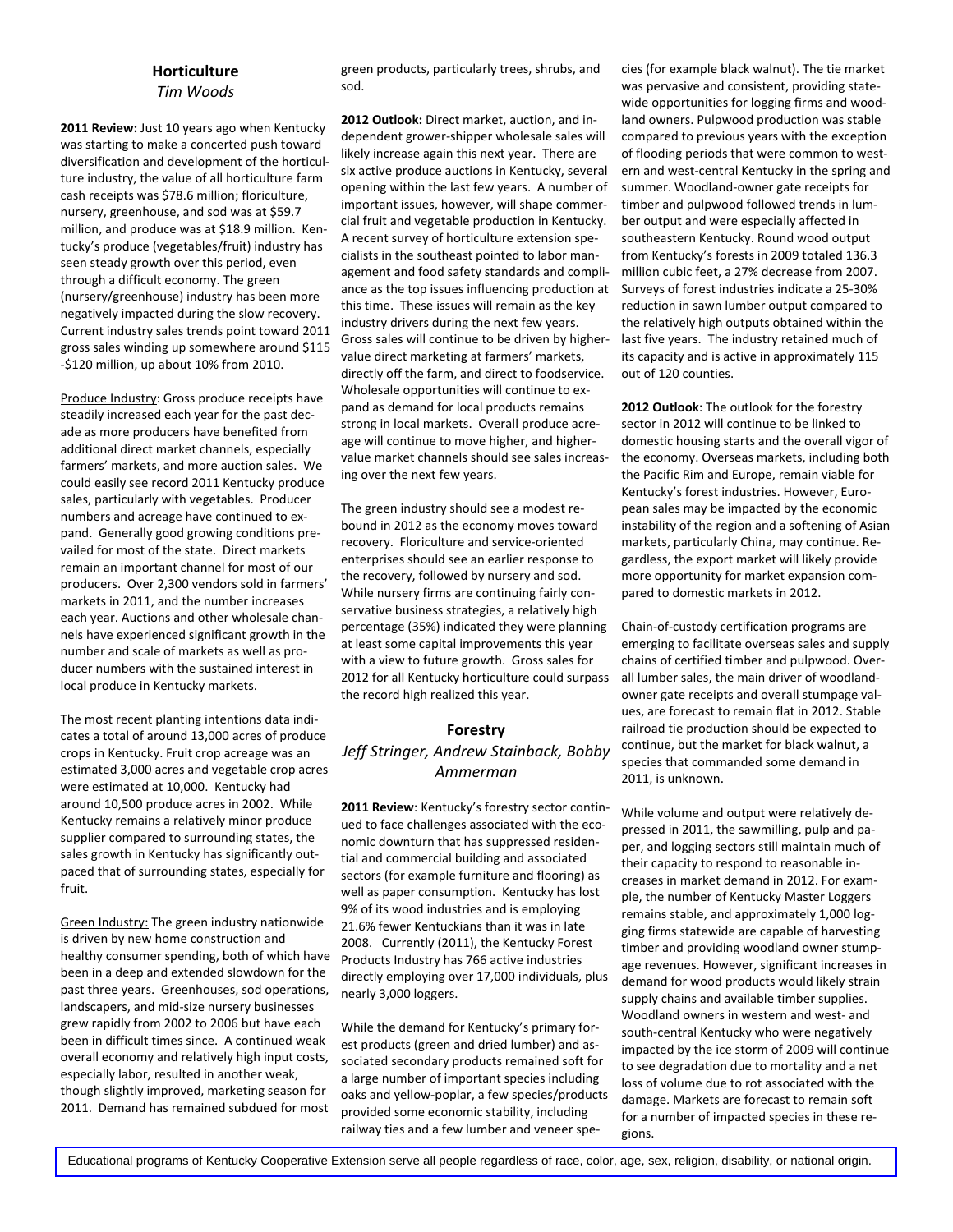## Horticulture

*Tim Woods*

**2011 Review:** Just 10 years ago when Kentucky was starting to make a concerted push toward diversification and development of the horticulture industry, the value of all horticulture farm cash receipts was $78.6 million; floriculture, nursery, greenhouse, and sod was at $59.7 million, and produce was at $18.9 million. Kentucky's produce (vegetables/fruit) industry has seen steady growth over this period, even through a difficult economy. The green (nursery/greenhouse) industry has been more negatively impacted during the slow recovery. Current industry sales trends point toward 2011 gross sales winding up somewhere around $115 -$120 million, up about 10% from 2010.

Produce Industry: Gross produce receipts have steadily increased each year for the past decade as more producers have benefited from additional direct market channels, especially farmers' markets, and more auction sales. We could easily see record 2011 Kentucky produce sales, particularly with vegetables. Producer numbers and acreage have continued to expand. Generally good growing conditions prevailed for most of the state. Direct markets remain an important channel for most of our producers. Over 2,300 vendors sold in farmers' markets in 2011, and the number increases each year. Auctions and other wholesale channels have experienced significant growth in the number and scale of markets as well as producer numbers with the sustained interest in local produce in Kentucky markets.

The most recent planting intentions data indicates a total of around 13,000 acres of produce crops in Kentucky. Fruit crop acreage was an estimated 3,000 acres and vegetable crop acres were estimated at 10,000. Kentucky had around 10,500 produce acres in 2002. While Kentucky remains a relatively minor produce supplier compared to surrounding states, the sales growth in Kentucky has significantly outpaced that of surrounding states, especially for fruit.

Green Industry: The green industry nationwide is driven by new home construction and healthy consumer spending, both of which have been in a deep and extended slowdown for the past three years. Greenhouses, sod operations, landscapers, and mid-size nursery businesses grew rapidly from 2002 to 2006 but have each been in difficult times since. A continued weak overall economy and relatively high input costs, especially labor, resulted in another weak, though slightly improved, marketing season for 2011. Demand has remained subdued for most green products, particularly trees, shrubs, and sod.

**2012 Outlook:** Direct market, auction, and independent grower-shipper wholesale sales will likely increase again this next year. There are six active produce auctions in Kentucky, several opening within the last few years. A number of important issues, however, will shape commercial fruit and vegetable production in Kentucky. A recent survey of horticulture extension specialists in the southeast pointed to labor management and food safety standards and compliance as the top issues influencing production at this time. These issues will remain as the key industry drivers during the next few years. Gross sales will continue to be driven by higher-value direct marketing at farmers' markets, directly off the farm, and direct to foodservice. Wholesale opportunities will continue to expand as demand for local products remains strong in local markets. Overall produce acreage will continue to move higher, and higher-value market channels should see sales increasing over the next few years.

The green industry should see a modest rebound in 2012 as the economy moves toward recovery. Floriculture and service-oriented enterprises should see an earlier response to the recovery, followed by nursery and sod. While nursery firms are continuing fairly conservative business strategies, a relatively high percentage (35%) indicated they were planning at least some capital improvements this year with a view to future growth. Gross sales for 2012 for all Kentucky horticulture could surpass the record high realized this year.

## Forestry

*Jeff Stringer, Andrew Stainback, Bobby Ammerman*

**2011 Review**: Kentucky's forestry sector continued to face challenges associated with the economic downturn that has suppressed residential and commercial building and associated sectors (for example furniture and flooring) as well as paper consumption. Kentucky has lost 9% of its wood industries and is employing 21.6% fewer Kentuckians than it was in late 2008. Currently (2011), the Kentucky Forest Products Industry has 766 active industries directly employing over 17,000 individuals, plus nearly 3,000 loggers.

While the demand for Kentucky's primary forest products (green and dried lumber) and associated secondary products remained soft for a large number of important species including oaks and yellow-poplar, a few species/products provided some economic stability, including railway ties and a few lumber and veneer species (for example black walnut). The tie market was pervasive and consistent, providing statewide opportunities for logging firms and woodland owners. Pulpwood production was stable compared to previous years with the exception of flooding periods that were common to western and west-central Kentucky in the spring and summer. Woodland-owner gate receipts for timber and pulpwood followed trends in lumber output and were especially affected in southeastern Kentucky. Round wood output from Kentucky's forests in 2009 totaled 136.3 million cubic feet, a 27% decrease from 2007. Surveys of forest industries indicate a 25-30% reduction in sawn lumber output compared to the relatively high outputs obtained within the last five years. The industry retained much of its capacity and is active in approximately 115 out of 120 counties.

**2012 Outlook**: The outlook for the forestry sector in 2012 will continue to be linked to domestic housing starts and the overall vigor of the economy. Overseas markets, including both the Pacific Rim and Europe, remain viable for Kentucky's forest industries. However, European sales may be impacted by the economic instability of the region and a softening of Asian markets, particularly China, may continue. Regardless, the export market will likely provide more opportunity for market expansion compared to domestic markets in 2012.

Chain-of-custody certification programs are emerging to facilitate overseas sales and supply chains of certified timber and pulpwood. Overall lumber sales, the main driver of woodland-owner gate receipts and overall stumpage values, are forecast to remain flat in 2012. Stable railroad tie production should be expected to continue, but the market for black walnut, a species that commanded some demand in 2011, is unknown.

While volume and output were relatively depressed in 2011, the sawmilling, pulp and paper, and logging sectors still maintain much of their capacity to respond to reasonable increases in market demand in 2012. For example, the number of Kentucky Master Loggers remains stable, and approximately 1,000 logging firms statewide are capable of harvesting timber and providing woodland owner stumpage revenues. However, significant increases in demand for wood products would likely strain supply chains and available timber supplies. Woodland owners in western and west- and south-central Kentucky who were negatively impacted by the ice storm of 2009 will continue to see degradation due to mortality and a net loss of volume due to rot associated with the damage. Markets are forecast to remain soft for a number of impacted species in these regions.

Educational programs of Kentucky Cooperative Extension serve all people regardless of race, color, age, sex, religion, disability, or national origin.